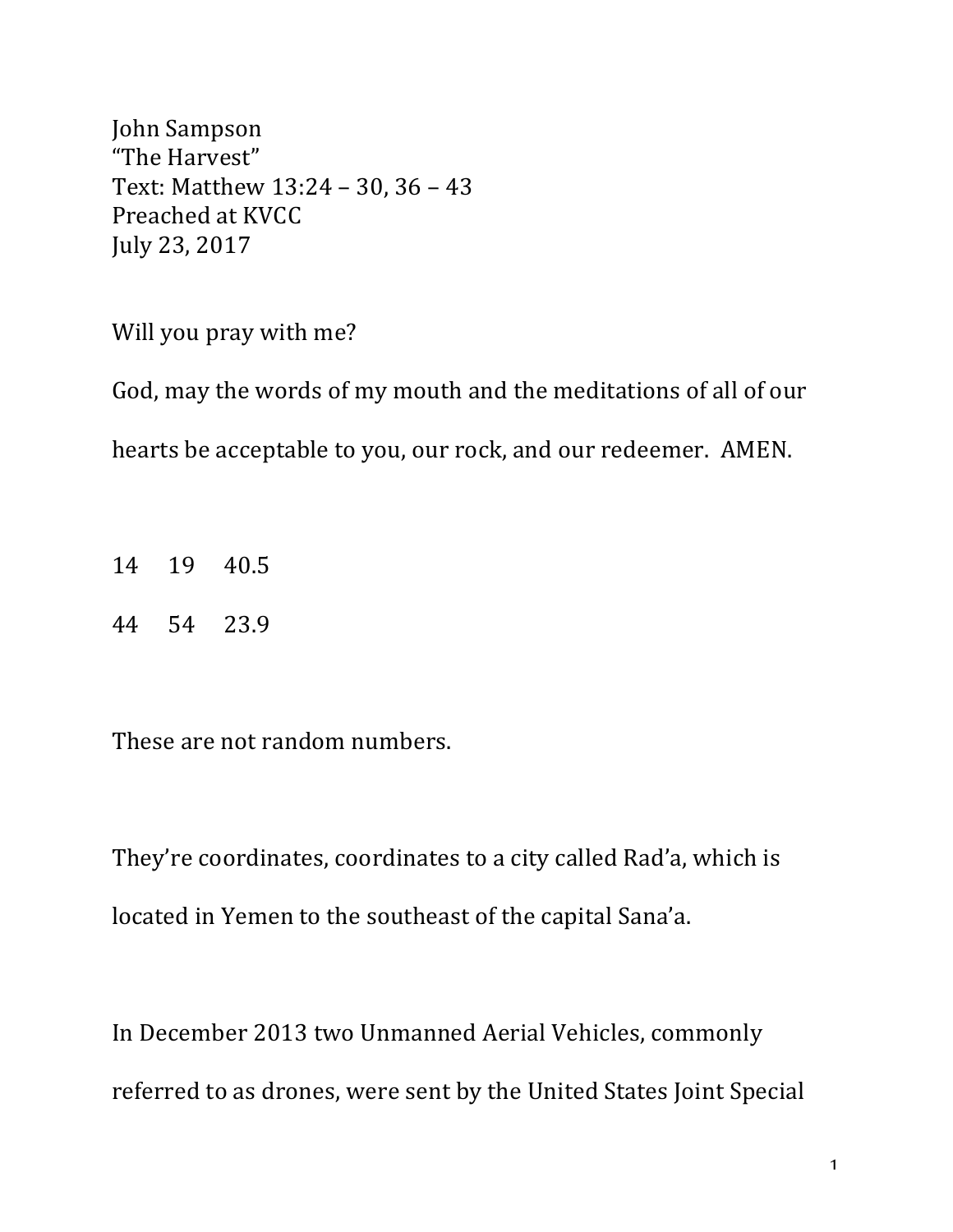John Sampson
"The Harvest"
Text: Matthew 13:24 – 30, 36 – 43
Preached at KVCC
July 23, 2017

Will you pray with me?

God, may the words of my mouth and the meditations of all of our hearts be acceptable to you, our rock, and our redeemer. AMEN.

14 19 40.5

44 54 23.9

These are not random numbers.

They're coordinates, coordinates to a city called Rad'a, which is located in Yemen to the southeast of the capital Sana'a.

In December 2013 two Unmanned Aerial Vehicles, commonly referred to as drones, were sent by the United States Joint Special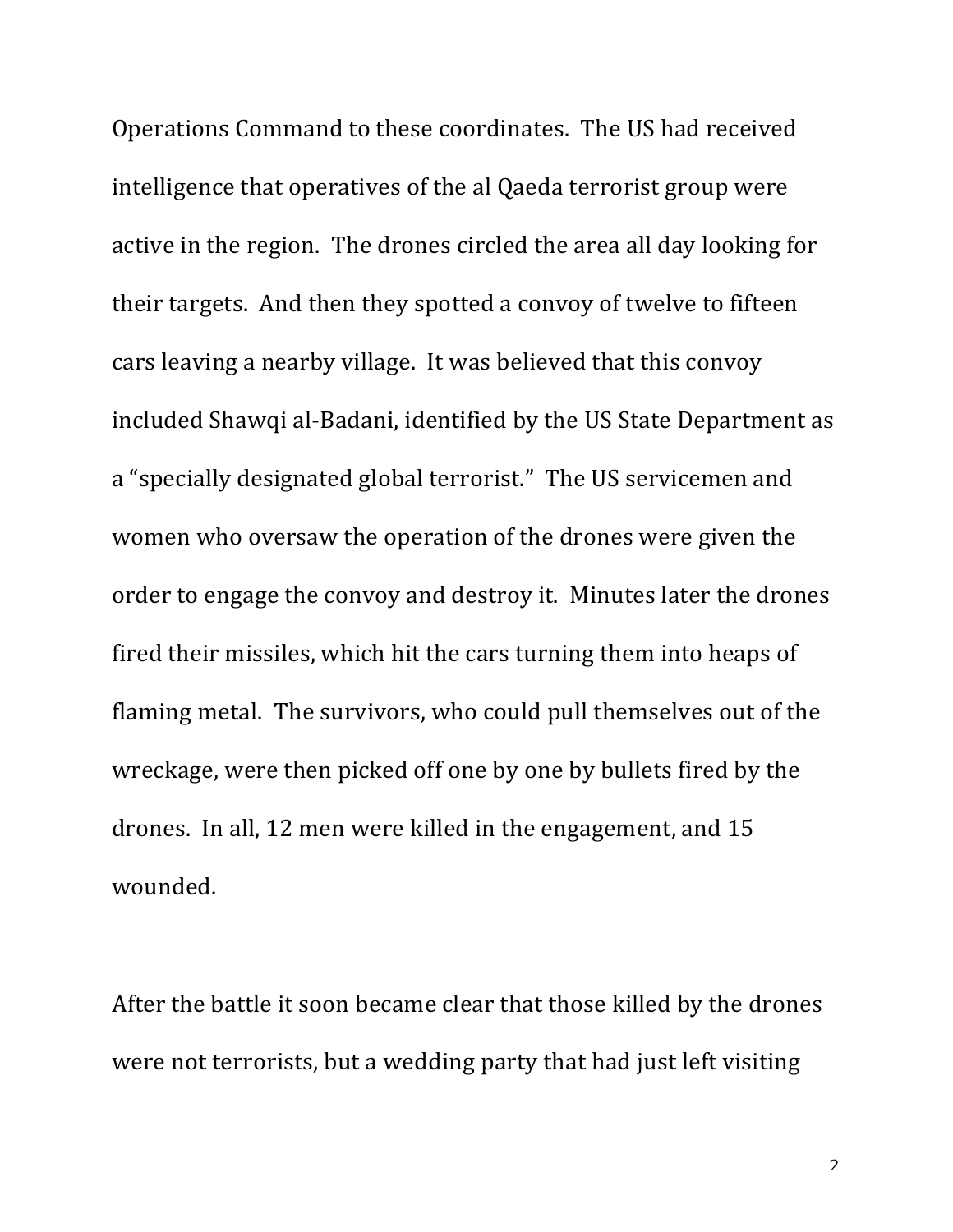Operations Command to these coordinates. The US had received intelligence that operatives of the al Qaeda terrorist group were active in the region. The drones circled the area all day looking for their targets. And then they spotted a convoy of twelve to fifteen cars leaving a nearby village. It was believed that this convoy included Shawqi al-Badani, identified by the US State Department as a "specially designated global terrorist." The US servicemen and women who oversaw the operation of the drones were given the order to engage the convoy and destroy it. Minutes later the drones fired their missiles, which hit the cars turning them into heaps of flaming metal. The survivors, who could pull themselves out of the wreckage, were then picked off one by one by bullets fired by the drones. In all, 12 men were killed in the engagement, and 15 wounded.

After the battle it soon became clear that those killed by the drones were not terrorists, but a wedding party that had just left visiting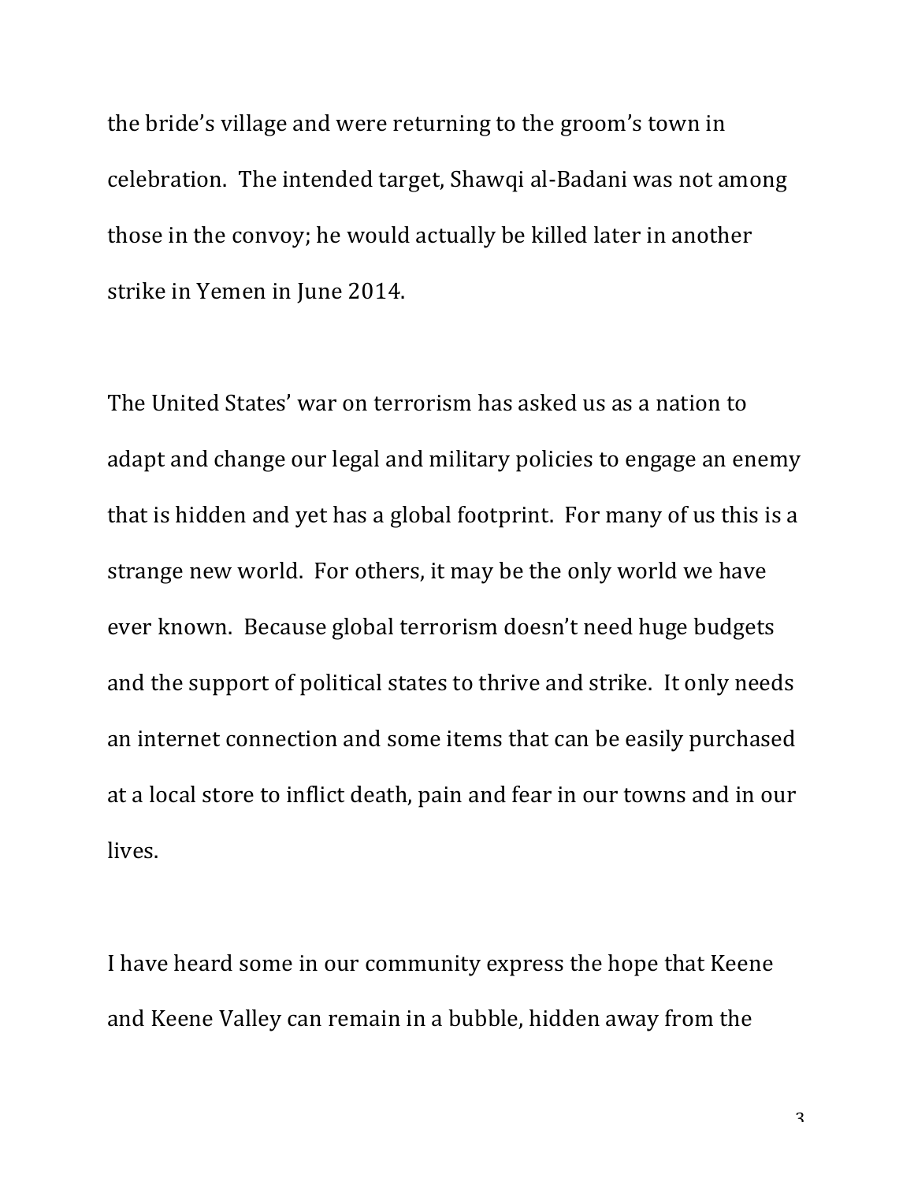the bride's village and were returning to the groom's town in celebration. The intended target, Shawqi al-Badani was not among those in the convoy; he would actually be killed later in another strike in Yemen in June 2014.

The United States' war on terrorism has asked us as a nation to adapt and change our legal and military policies to engage an enemy that is hidden and yet has a global footprint. For many of us this is a strange new world. For others, it may be the only world we have ever known. Because global terrorism doesn't need huge budgets and the support of political states to thrive and strike. It only needs an internet connection and some items that can be easily purchased at a local store to inflict death, pain and fear in our towns and in our lives.

I have heard some in our community express the hope that Keene and Keene Valley can remain in a bubble, hidden away from the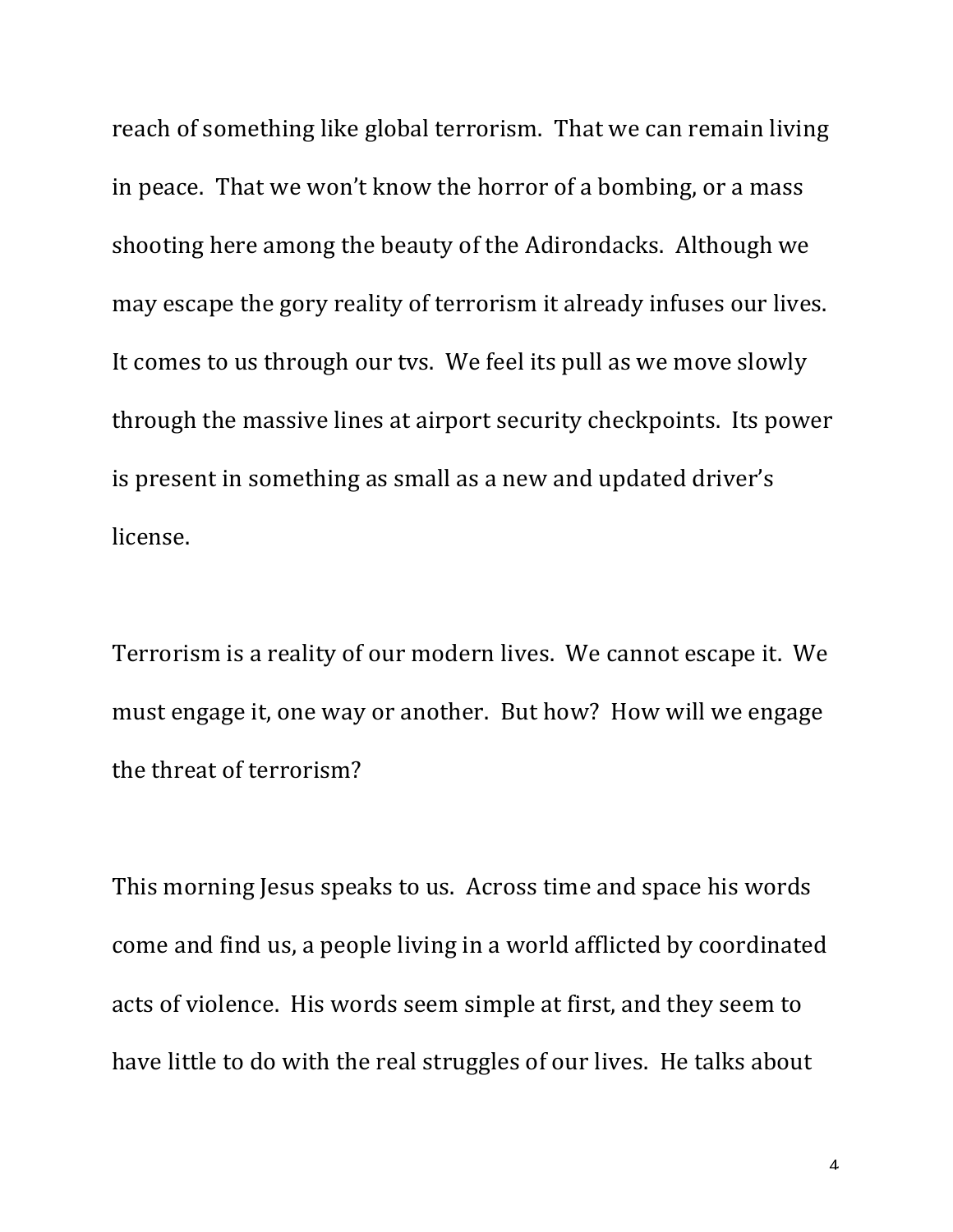reach of something like global terrorism. That we can remain living in peace. That we won't know the horror of a bombing, or a mass shooting here among the beauty of the Adirondacks. Although we may escape the gory reality of terrorism it already infuses our lives. It comes to us through our tvs. We feel its pull as we move slowly through the massive lines at airport security checkpoints. Its power is present in something as small as a new and updated driver's license.

Terrorism is a reality of our modern lives. We cannot escape it. We must engage it, one way or another. But how? How will we engage the threat of terrorism?

This morning Jesus speaks to us. Across time and space his words come and find us, a people living in a world afflicted by coordinated acts of violence. His words seem simple at first, and they seem to have little to do with the real struggles of our lives. He talks about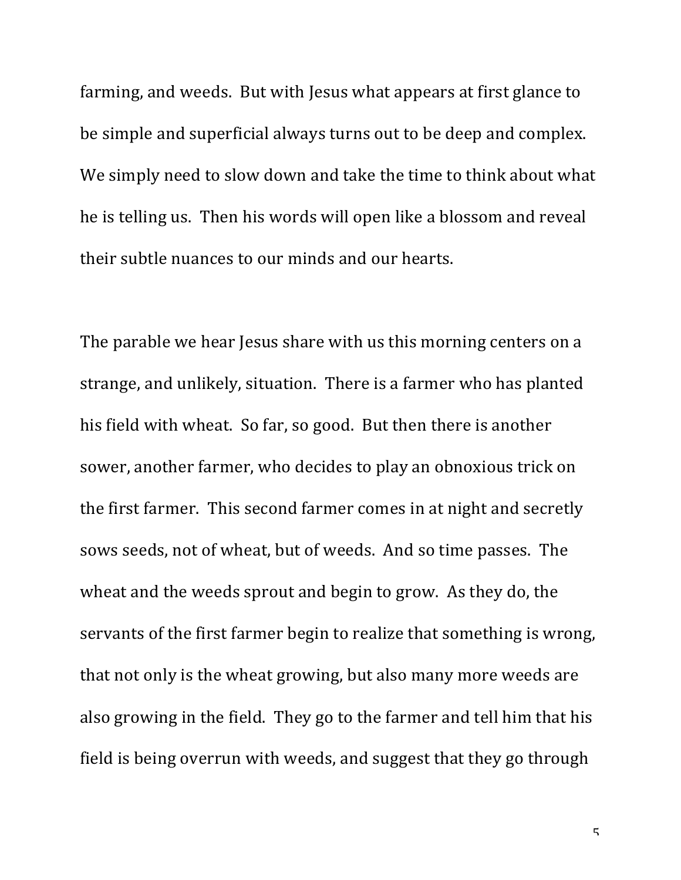farming, and weeds. But with Jesus what appears at first glance to be simple and superficial always turns out to be deep and complex. We simply need to slow down and take the time to think about what he is telling us. Then his words will open like a blossom and reveal their subtle nuances to our minds and our hearts.

The parable we hear Jesus share with us this morning centers on a strange, and unlikely, situation. There is a farmer who has planted his field with wheat. So far, so good. But then there is another sower, another farmer, who decides to play an obnoxious trick on the first farmer. This second farmer comes in at night and secretly sows seeds, not of wheat, but of weeds. And so time passes. The wheat and the weeds sprout and begin to grow. As they do, the servants of the first farmer begin to realize that something is wrong, that not only is the wheat growing, but also many more weeds are also growing in the field. They go to the farmer and tell him that his field is being overrun with weeds, and suggest that they go through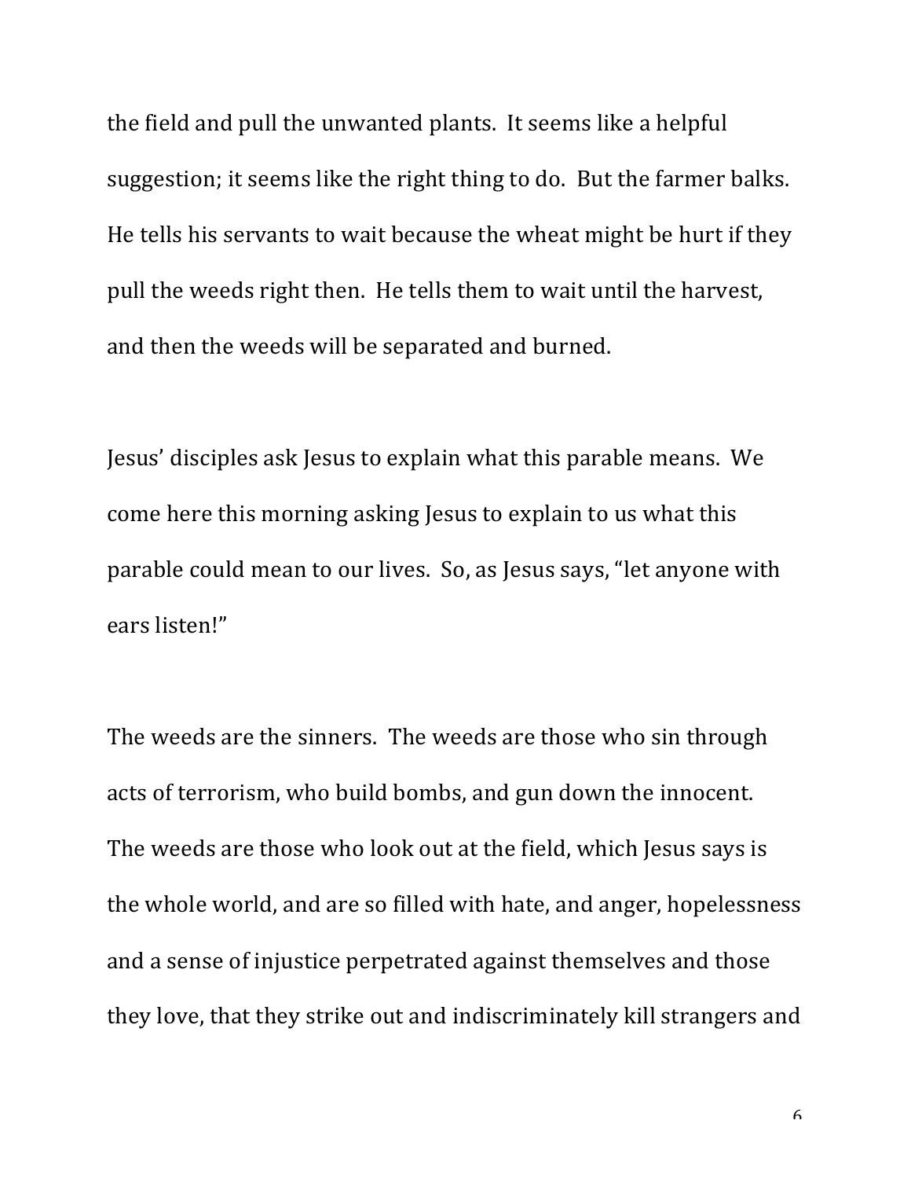the field and pull the unwanted plants. It seems like a helpful suggestion; it seems like the right thing to do. But the farmer balks. He tells his servants to wait because the wheat might be hurt if they pull the weeds right then. He tells them to wait until the harvest, and then the weeds will be separated and burned.

Jesus' disciples ask Jesus to explain what this parable means. We come here this morning asking Jesus to explain to us what this parable could mean to our lives. So, as Jesus says, "let anyone with ears listen!"

The weeds are the sinners. The weeds are those who sin through acts of terrorism, who build bombs, and gun down the innocent. The weeds are those who look out at the field, which Jesus says is the whole world, and are so filled with hate, and anger, hopelessness and a sense of injustice perpetrated against themselves and those they love, that they strike out and indiscriminately kill strangers and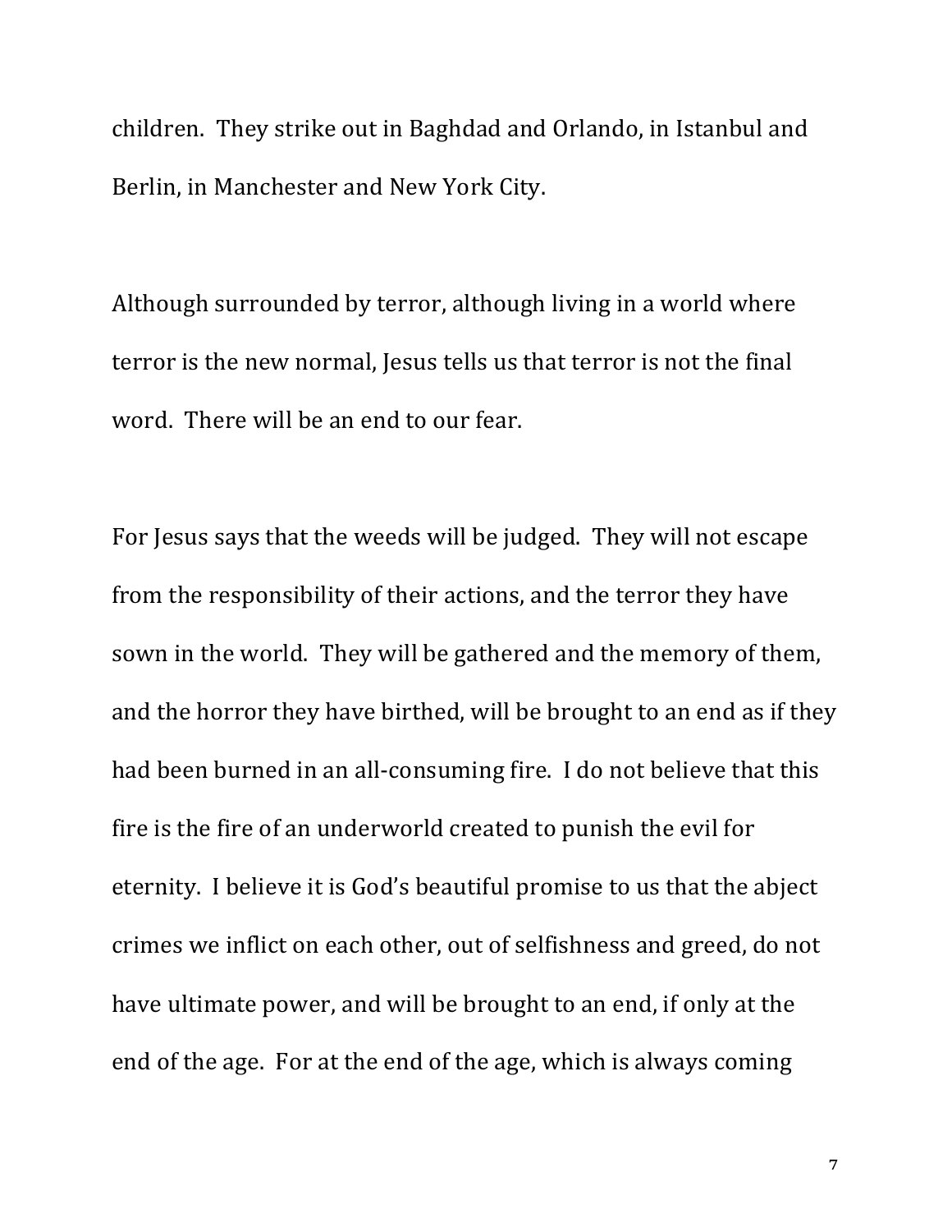children. They strike out in Baghdad and Orlando, in Istanbul and Berlin, in Manchester and New York City.

Although surrounded by terror, although living in a world where terror is the new normal, Jesus tells us that terror is not the final word. There will be an end to our fear.

For Jesus says that the weeds will be judged. They will not escape from the responsibility of their actions, and the terror they have sown in the world. They will be gathered and the memory of them, and the horror they have birthed, will be brought to an end as if they had been burned in an all-consuming fire. I do not believe that this fire is the fire of an underworld created to punish the evil for eternity. I believe it is God's beautiful promise to us that the abject crimes we inflict on each other, out of selfishness and greed, do not have ultimate power, and will be brought to an end, if only at the end of the age. For at the end of the age, which is always coming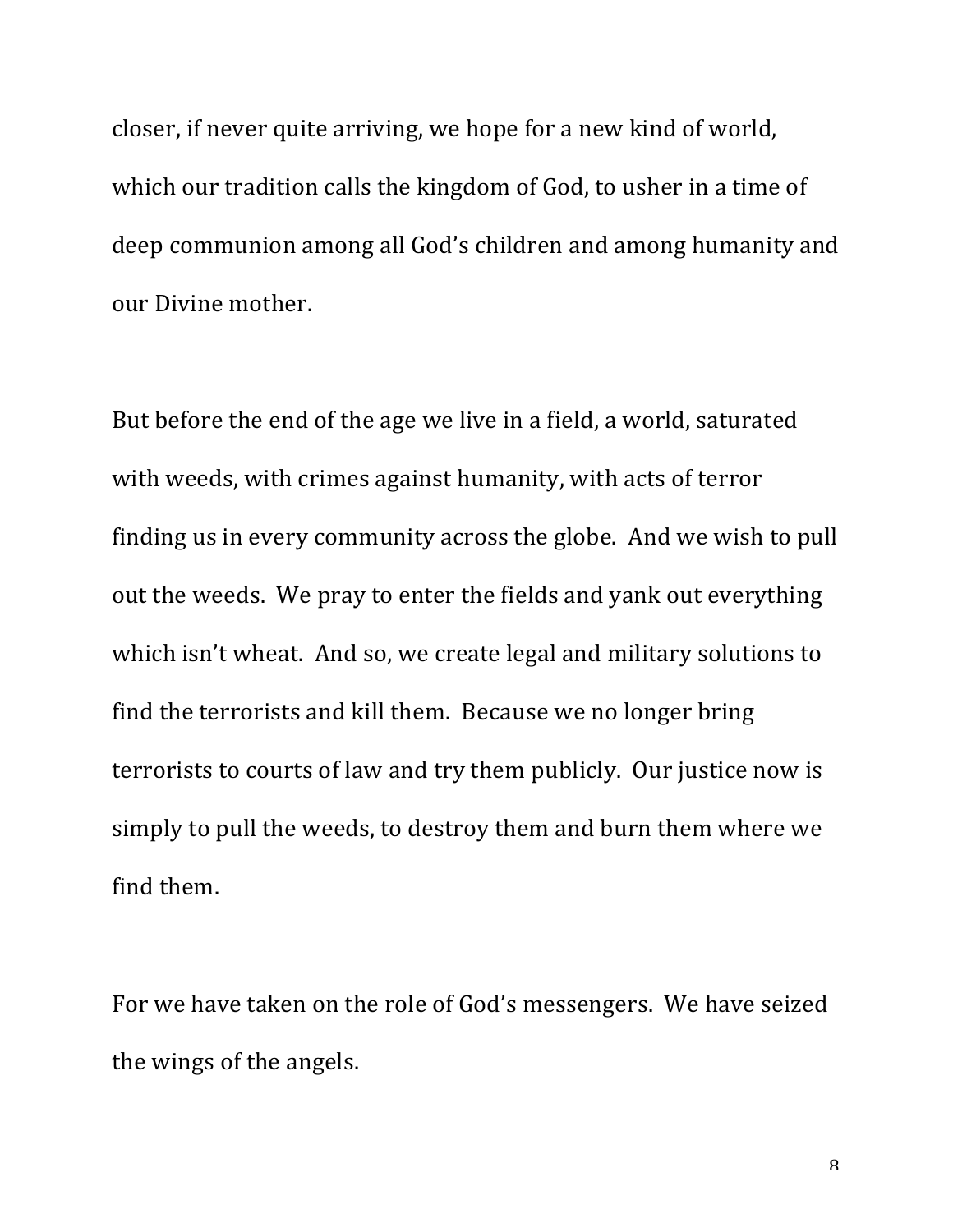closer, if never quite arriving, we hope for a new kind of world, which our tradition calls the kingdom of God, to usher in a time of deep communion among all God's children and among humanity and our Divine mother.

But before the end of the age we live in a field, a world, saturated with weeds, with crimes against humanity, with acts of terror finding us in every community across the globe. And we wish to pull out the weeds. We pray to enter the fields and yank out everything which isn't wheat. And so, we create legal and military solutions to find the terrorists and kill them. Because we no longer bring terrorists to courts of law and try them publicly. Our justice now is simply to pull the weeds, to destroy them and burn them where we find them.

For we have taken on the role of God's messengers. We have seized the wings of the angels.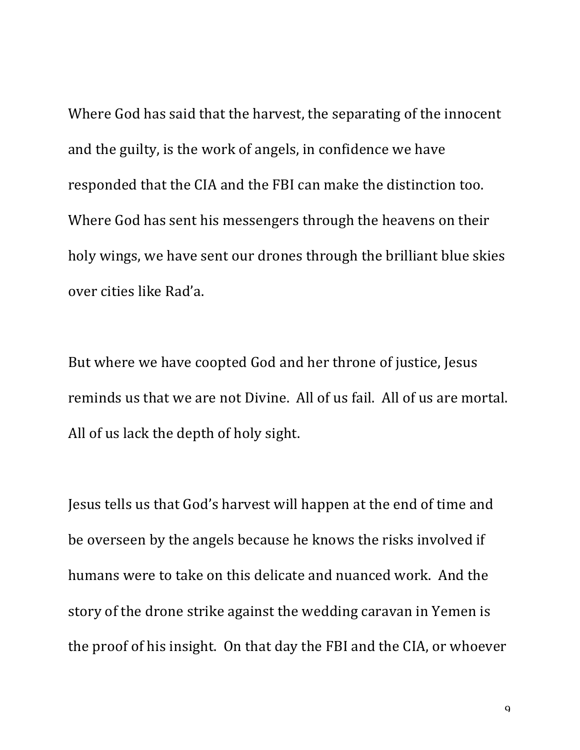Where God has said that the harvest, the separating of the innocent and the guilty, is the work of angels, in confidence we have responded that the CIA and the FBI can make the distinction too. Where God has sent his messengers through the heavens on their holy wings, we have sent our drones through the brilliant blue skies over cities like Rad'a.

But where we have coopted God and her throne of justice, Jesus reminds us that we are not Divine. All of us fail. All of us are mortal. All of us lack the depth of holy sight.

Jesus tells us that God's harvest will happen at the end of time and be overseen by the angels because he knows the risks involved if humans were to take on this delicate and nuanced work. And the story of the drone strike against the wedding caravan in Yemen is the proof of his insight. On that day the FBI and the CIA, or whoever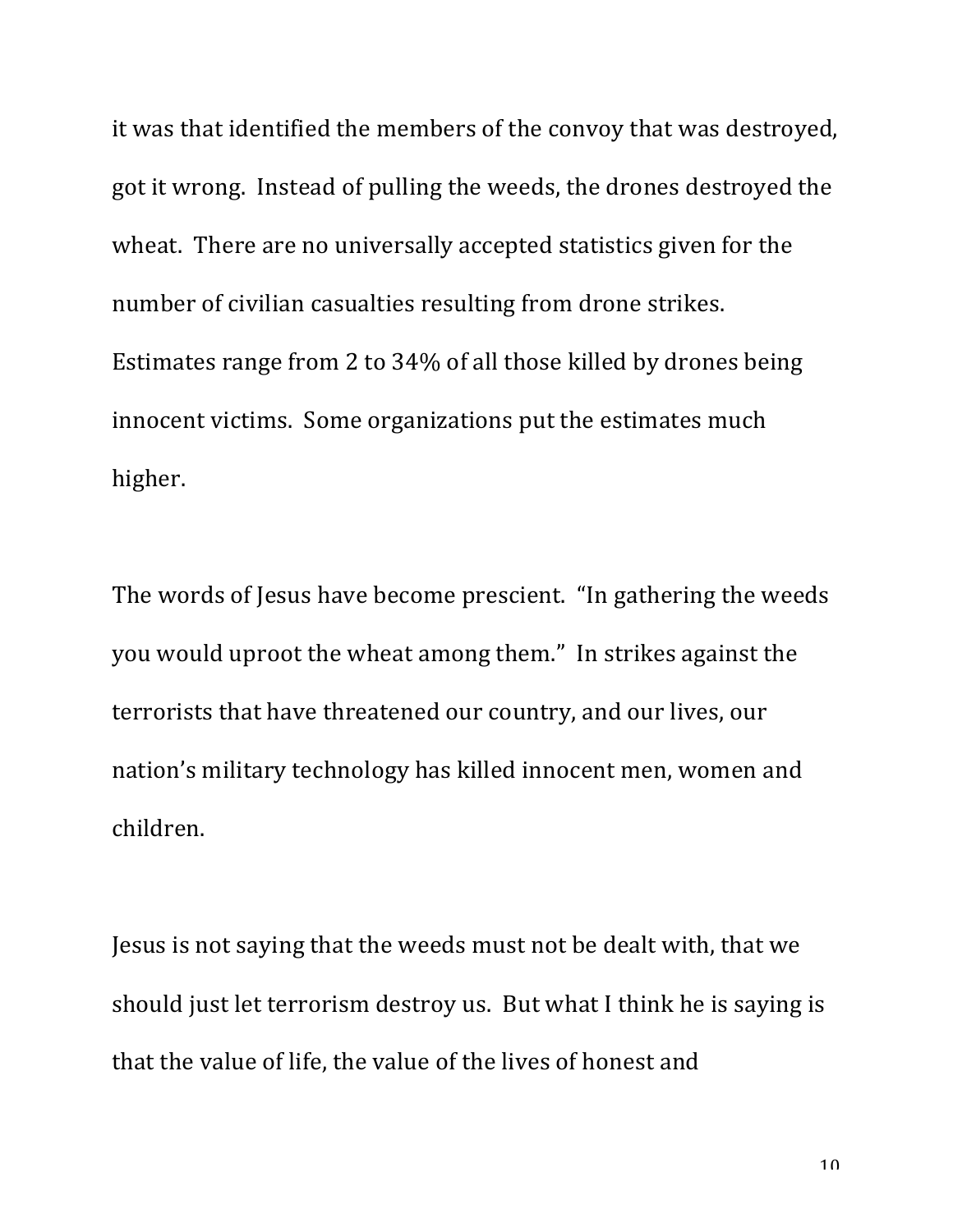it was that identified the members of the convoy that was destroyed, got it wrong. Instead of pulling the weeds, the drones destroyed the wheat. There are no universally accepted statistics given for the number of civilian casualties resulting from drone strikes. Estimates range from 2 to 34% of all those killed by drones being innocent victims. Some organizations put the estimates much higher.

The words of Jesus have become prescient. "In gathering the weeds you would uproot the wheat among them." In strikes against the terrorists that have threatened our country, and our lives, our nation's military technology has killed innocent men, women and children.

Jesus is not saying that the weeds must not be dealt with, that we should just let terrorism destroy us. But what I think he is saying is that the value of life, the value of the lives of honest and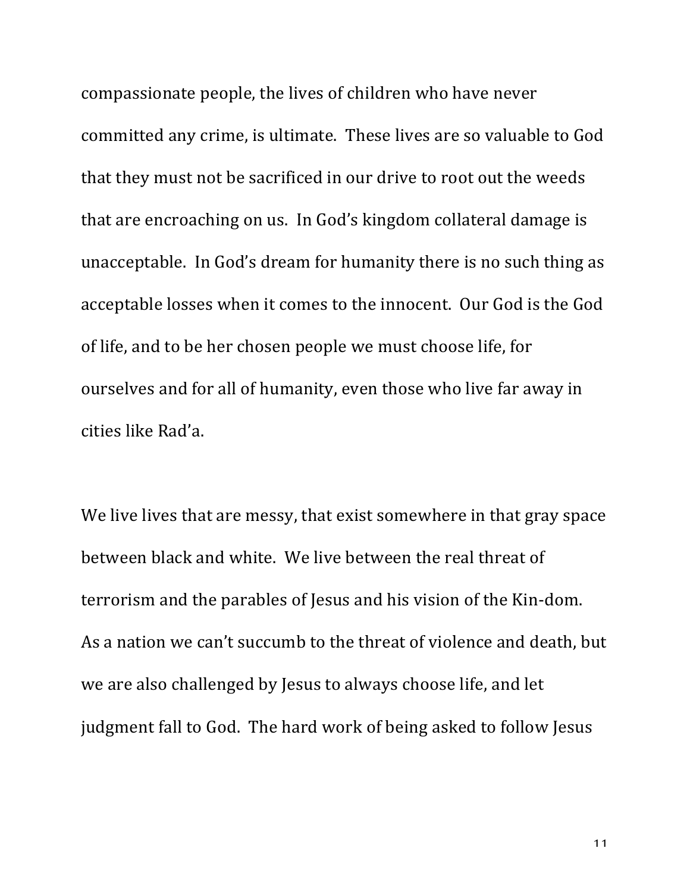compassionate people, the lives of children who have never committed any crime, is ultimate. These lives are so valuable to God that they must not be sacrificed in our drive to root out the weeds that are encroaching on us. In God's kingdom collateral damage is unacceptable. In God's dream for humanity there is no such thing as acceptable losses when it comes to the innocent. Our God is the God of life, and to be her chosen people we must choose life, for ourselves and for all of humanity, even those who live far away in cities like Rad'a.

We live lives that are messy, that exist somewhere in that gray space between black and white. We live between the real threat of terrorism and the parables of Jesus and his vision of the Kin-dom. As a nation we can't succumb to the threat of violence and death, but we are also challenged by Jesus to always choose life, and let judgment fall to God. The hard work of being asked to follow Jesus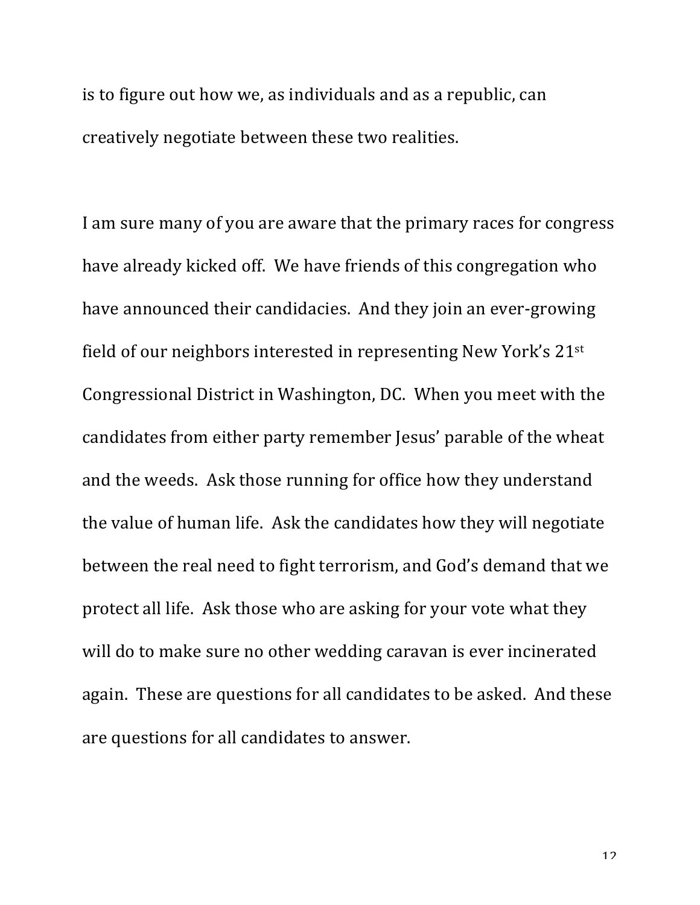is to figure out how we, as individuals and as a republic, can creatively negotiate between these two realities.

I am sure many of you are aware that the primary races for congress have already kicked off. We have friends of this congregation who have announced their candidacies. And they join an ever-growing field of our neighbors interested in representing New York's 21st Congressional District in Washington, DC. When you meet with the candidates from either party remember Jesus' parable of the wheat and the weeds. Ask those running for office how they understand the value of human life. Ask the candidates how they will negotiate between the real need to fight terrorism, and God's demand that we protect all life. Ask those who are asking for your vote what they will do to make sure no other wedding caravan is ever incinerated again. These are questions for all candidates to be asked. And these are questions for all candidates to answer.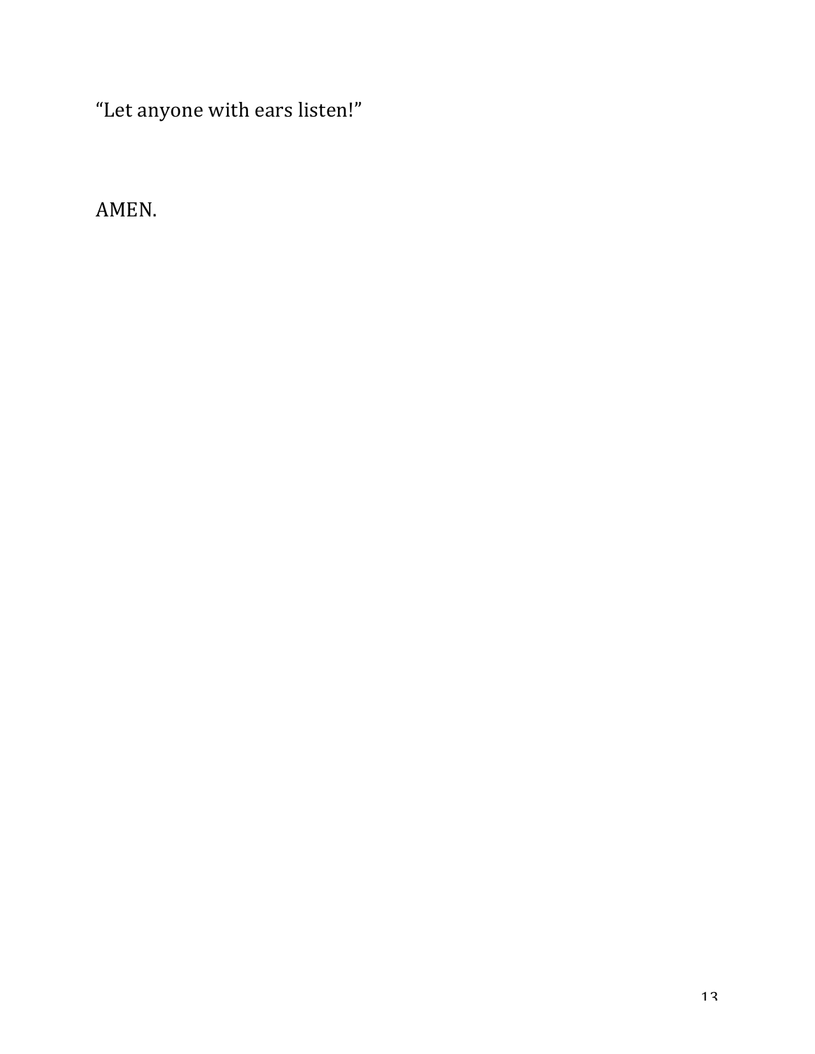“Let anyone with ears listen!”

AMEN.